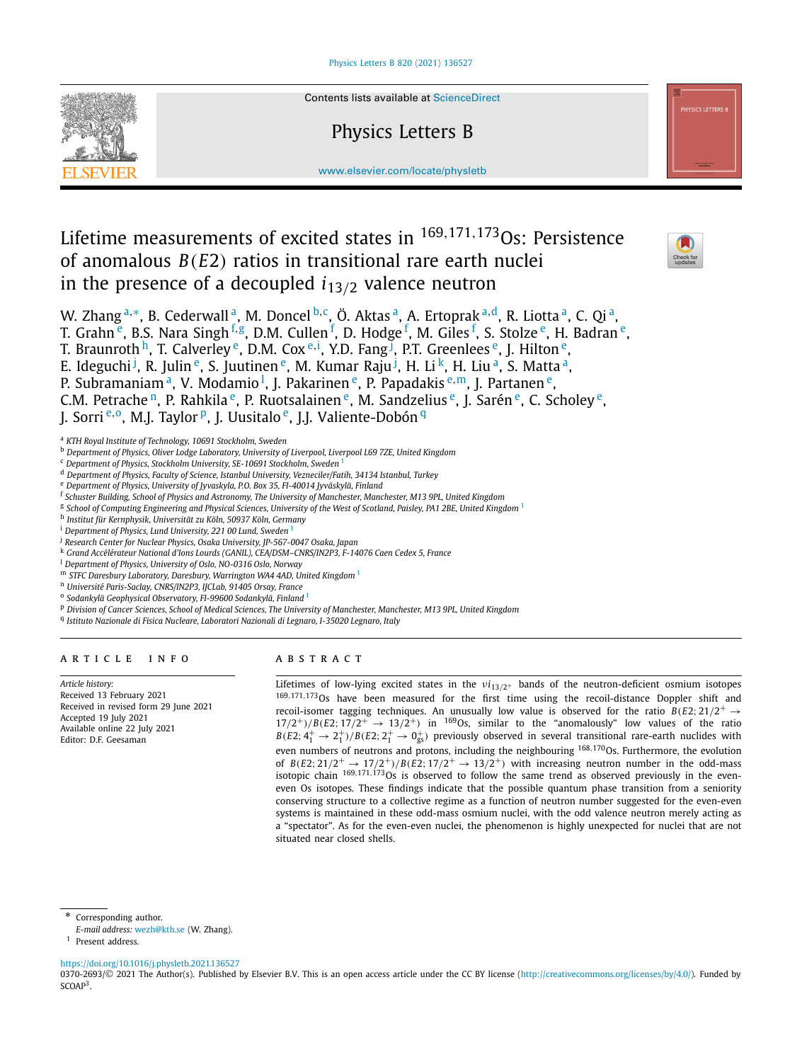# Lifetime measurements of excited states in $^{169,171,173}$Os: Persistence of anomalous $B(E2)$ ratios in transitional rare earth nuclei in the presence of a decoupled $i_{13/2}$ valence neutron

W. Zhang[a,*], B. Cederwall[a], M. Doncel[b,c], Ö. Aktas[a], A. Ertoprak[a,d], R. Liotta[a], C. Qi[a], T. Grahn[e], B.S. Nara Singh[f,g], D.M. Cullen[f], D. Hodge[f], M. Giles[f], S. Stolze[e], H. Badran[e], T. Braunroth[h], T. Calverley[e], D.M. Cox[e,i], Y.D. Fang[j], P.T. Greenlees[e], J. Hilton[e], E. Ideguchi[j], R. Julin[e], S. Juutinen[e], M. Kumar Raju[j], H. Li[k], H. Liu[a], S. Matta[a], P. Subramaniam[a], V. Modamio[l], J. Pakarinen[e], P. Papadakis[e,m], J. Partanen[e], C.M. Petrache[n], P. Rahkila[e], P. Ruotsalainen[e], M. Sandzelius[e], J. Sarén[e], C. Scholey[e], J. Sorri[e,o], M.J. Taylor[p], J. Uusitalo[e], J.J. Valiente-Dobón[q]

[a] KTH Royal Institute of Technology, 10691 Stockholm, Sweden
[b] Department of Physics, Oliver Lodge Laboratory, University of Liverpool, Liverpool L69 7ZE, United Kingdom
[c] Department of Physics, Stockholm University, SE-10691 Stockholm, Sweden [1]
[d] Department of Physics, Faculty of Science, Istanbul University, Vezneciler/Fatih, 34134 Istanbul, Turkey
[e] Department of Physics, University of Jyvaskyla, P.O. Box 35, FI-40014 Jyväskylä, Finland
[f] Schuster Building, School of Physics and Astronomy, The University of Manchester, Manchester, M13 9PL, United Kingdom
[g] School of Computing Engineering and Physical Sciences, University of the West of Scotland, Paisley, PA1 2BE, United Kingdom [1]
[h] Institut für Kernphysik, Universität zu Köln, 50937 Köln, Germany
[i] Department of Physics, Lund University, 221 00 Lund, Sweden [1]
[j] Research Center for Nuclear Physics, Osaka University, JP-567-0047 Osaka, Japan
[k] Grand Accélérateur National d'Ions Lourds (GANIL), CEA/DSM–CNRS/IN2P3, F-14076 Caen Cedex 5, France
[l] Department of Physics, University of Oslo, NO-0316 Oslo, Norway
[m] STFC Daresbury Laboratory, Daresbury, Warrington WA4 4AD, United Kingdom [1]
[n] Université Paris-Saclay, CNRS/IN2P3, IJCLab, 91405 Orsay, France
[o] Sodankylä Geophysical Observatory, FI-99600 Sodankylä, Finland [1]
[p] Division of Cancer Sciences, School of Medical Sciences, The University of Manchester, Manchester, M13 9PL, United Kingdom
[q] Istituto Nazionale di Fisica Nucleare, Laboratori Nazionali di Legnaro, I-35020 Legnaro, Italy

## ARTICLE INFO

*Article history:*
Received 13 February 2021
Received in revised form 29 June 2021
Accepted 19 July 2021
Available online 22 July 2021
Editor: D.F. Geesaman

## ABSTRACT

Lifetimes of low-lying excited states in the $\nu i_{13/2^+}$ bands of the neutron-deficient osmium isotopes $^{169,171,173}$Os have been measured for the first time using the recoil-distance Doppler shift and recoil-isomer tagging techniques. An unusually low value is observed for the ratio $B(E2; 21/2^+ \rightarrow 17/2^+)/B(E2; 17/2^+ \rightarrow 13/2^+)$ in $^{169}$Os, similar to the "anomalously" low values of the ratio $B(E2; 4_1^+ \rightarrow 2_1^+)/B(E2; 2_1^+ \rightarrow 0_{gs}^+)$ previously observed in several transitional rare-earth nuclides with even numbers of neutrons and protons, including the neighbouring $^{168,170}$Os. Furthermore, the evolution of $B(E2; 21/2^+ \rightarrow 17/2^+)/B(E2; 17/2^+ \rightarrow 13/2^+)$ with increasing neutron number in the odd-mass isotopic chain $^{169,171,173}$Os is observed to follow the same trend as observed previously in the even-even Os isotopes. These findings indicate that the possible quantum phase transition from a seniority conserving structure to a collective regime as a function of neutron number suggested for the even-even systems is maintained in these odd-mass osmium nuclei, with the odd valence neutron merely acting as a "spectator". As for the even-even nuclei, the phenomenon is highly unexpected for nuclei that are not situated near closed shells.

---

* Corresponding author.
*E-mail address:* wezh@kth.se (W. Zhang).
[1] Present address.

https://doi.org/10.1016/j.physletb.2021.136527
0370-2693/© 2021 The Author(s). Published by Elsevier B.V. This is an open access article under the CC BY license (http://creativecommons.org/licenses/by/4.0/). Funded by SCOAP³.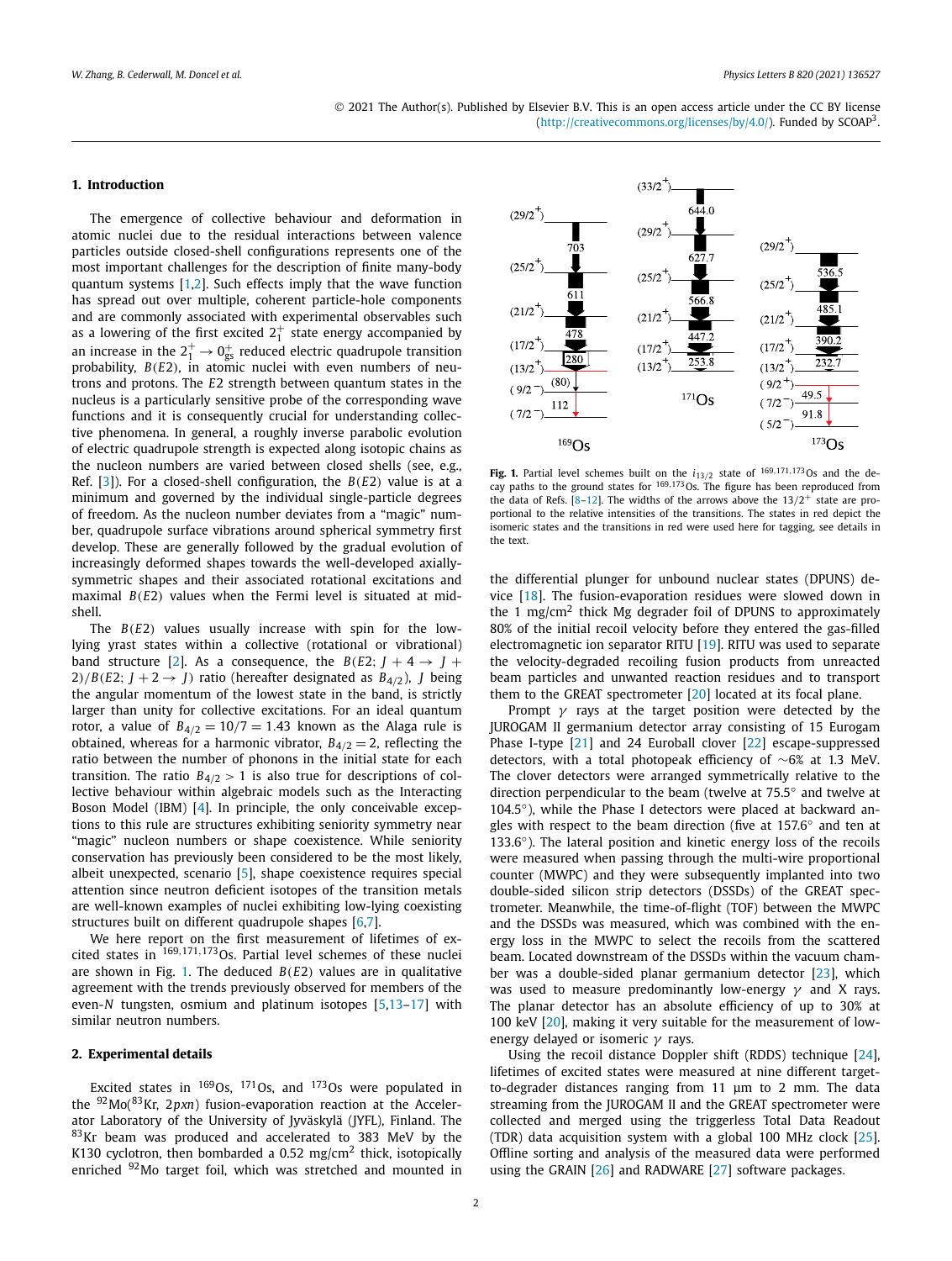© 2021 The Author(s). Published by Elsevier B.V. This is an open access article under the CC BY license (http://creativecommons.org/licenses/by/4.0/). Funded by SCOAP³.

## 1. Introduction

The emergence of collective behaviour and deformation in atomic nuclei due to the residual interactions between valence particles outside closed-shell configurations represents one of the most important challenges for the description of finite many-body quantum systems [1,2]. Such effects imply that the wave function has spread out over multiple, coherent particle-hole components and are commonly associated with experimental observables such as a lowering of the first excited $2_1^+$ state energy accompanied by an increase in the $2_1^+ \rightarrow 0_{gs}^+$ reduced electric quadrupole transition probability, $B(E2)$, in atomic nuclei with even numbers of neutrons and protons. The $E2$ strength between quantum states in the nucleus is a particularly sensitive probe of the corresponding wave functions and it is consequently crucial for understanding collective phenomena. In general, a roughly inverse parabolic evolution of electric quadrupole strength is expected along isotopic chains as the nucleon numbers are varied between closed shells (see, e.g., Ref. [3]). For a closed-shell configuration, the $B(E2)$ value is at a minimum and governed by the individual single-particle degrees of freedom. As the nucleon number deviates from a "magic" number, quadrupole surface vibrations around spherical symmetry first develop. These are generally followed by the gradual evolution of increasingly deformed shapes towards the well-developed axially-symmetric shapes and their associated rotational excitations and maximal $B(E2)$ values when the Fermi level is situated at mid-shell.

The $B(E2)$ values usually increase with spin for the low-lying yrast states within a collective (rotational or vibrational) band structure [2]. As a consequence, the $B(E2; J+4 \rightarrow J+2)/B(E2; J+2 \rightarrow J)$ ratio (hereafter designated as $B_{4/2}$), $J$ being the angular momentum of the lowest state in the band, is strictly larger than unity for collective excitations. For an ideal quantum rotor, a value of $B_{4/2} = 10/7 = 1.43$ known as the Alaga rule is obtained, whereas for a harmonic vibrator, $B_{4/2} = 2$, reflecting the ratio between the number of phonons in the initial state for each transition. The ratio $B_{4/2} > 1$ is also true for descriptions of collective behaviour within algebraic models such as the Interacting Boson Model (IBM) [4]. In principle, the only conceivable exceptions to this rule are structures exhibiting seniority symmetry near "magic" nucleon numbers or shape coexistence. While seniority conservation has previously been considered to be the most likely, albeit unexpected, scenario [5], shape coexistence requires special attention since neutron deficient isotopes of the transition metals are well-known examples of nuclei exhibiting low-lying coexisting structures built on different quadrupole shapes [6,7].

We here report on the first measurement of lifetimes of excited states in $^{169,171,173}$Os. Partial level schemes of these nuclei are shown in Fig. 1. The deduced $B(E2)$ values are in qualitative agreement with the trends previously observed for members of the even-$N$ tungsten, osmium and platinum isotopes [5,13–17] with similar neutron numbers.

Fig. 1. Partial level schemes built on the $i_{13/2}$ state of $^{169,171,173}$Os and the decay paths to the ground states for $^{169,173}$Os. The figure has been reproduced from the data of Refs. [8–12]. The widths of the arrows above the $13/2^+$ state are proportional to the relative intensities of the transitions. The states in red depict the isomeric states and the transitions in red were used here for tagging, see details in the text.

## 2. Experimental details

Excited states in $^{169}$Os, $^{171}$Os, and $^{173}$Os were populated in the $^{92}$Mo($^{83}$Kr, 2$pxn$) fusion-evaporation reaction at the Accelerator Laboratory of the University of Jyväskylä (JYFL), Finland. The $^{83}$Kr beam was produced and accelerated to 383 MeV by the K130 cyclotron, then bombarded a 0.52 mg/cm$^2$ thick, isotopically enriched $^{92}$Mo target foil, which was stretched and mounted in the differential plunger for unbound nuclear states (DPUNS) device [18]. The fusion-evaporation residues were slowed down in the 1 mg/cm$^2$ thick Mg degrader foil of DPUNS to approximately 80% of the initial recoil velocity before they entered the gas-filled electromagnetic ion separator RITU [19]. RITU was used to separate the velocity-degraded recoiling fusion products from unreacted beam particles and unwanted reaction residues and to transport them to the GREAT spectrometer [20] located at its focal plane.

Prompt $\gamma$ rays at the target position were detected by the JUROGAM II germanium detector array consisting of 15 Eurogam Phase I-type [21] and 24 Euroball clover [22] escape-suppressed detectors, with a total photopeak efficiency of ~6% at 1.3 MeV. The clover detectors were arranged symmetrically relative to the direction perpendicular to the beam (twelve at 75.5° and twelve at 104.5°), while the Phase I detectors were placed at backward angles with respect to the beam direction (five at 157.6° and ten at 133.6°). The lateral position and kinetic energy loss of the recoils were measured when passing through the multi-wire proportional counter (MWPC) and they were subsequently implanted into two double-sided silicon strip detectors (DSSDs) of the GREAT spectrometer. Meanwhile, the time-of-flight (TOF) between the MWPC and the DSSDs was measured, which was combined with the energy loss in the MWPC to select the recoils from the scattered beam. Located downstream of the DSSDs within the vacuum chamber was a double-sided planar germanium detector [23], which was used to measure predominantly low-energy $\gamma$ and X rays. The planar detector has an absolute efficiency of up to 30% at 100 keV [20], making it very suitable for the measurement of low-energy delayed or isomeric $\gamma$ rays.

Using the recoil distance Doppler shift (RDDS) technique [24], lifetimes of excited states were measured at nine different target-to-degrader distances ranging from 11 μm to 2 mm. The data streaming from the JUROGAM II and the GREAT spectrometer were collected and merged using the triggerless Total Data Readout (TDR) data acquisition system with a global 100 MHz clock [25]. Offline sorting and analysis of the measured data were performed using the GRAIN [26] and RADWARE [27] software packages.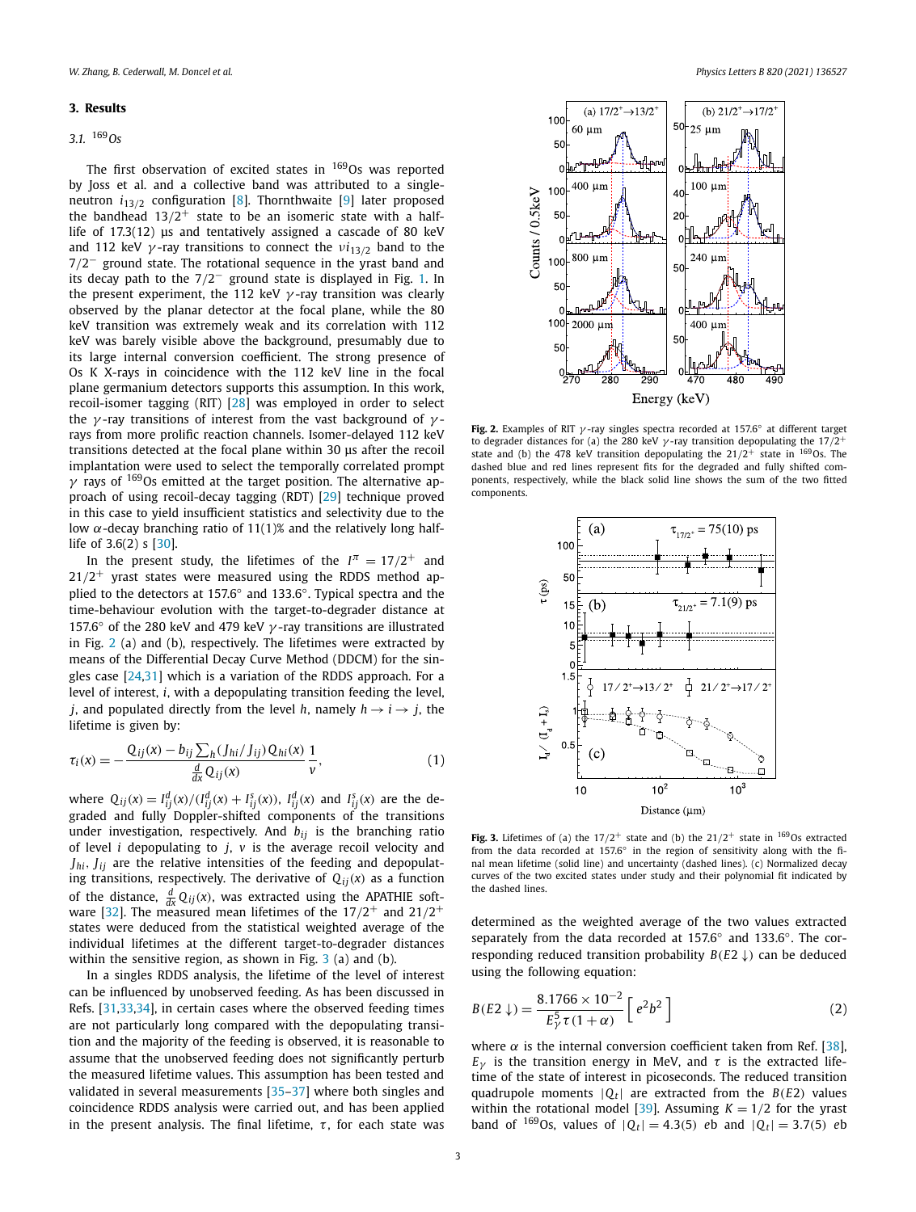## 3. Results

### 3.1. $^{169}$Os

The first observation of excited states in $^{169}$Os was reported by Joss et al. and a collective band was attributed to a single-neutron $i_{13/2}$ configuration [8]. Thornthwaite [9] later proposed the bandhead $13/2^+$ state to be an isomeric state with a half-life of 17.3(12) μs and tentatively assigned a cascade of 80 keV and 112 keV $\gamma$-ray transitions to connect the $\nu i_{13/2}$ band to the $7/2^-$ ground state. The rotational sequence in the yrast band and its decay path to the $7/2^-$ ground state is displayed in Fig. 1. In the present experiment, the 112 keV $\gamma$-ray transition was clearly observed by the planar detector at the focal plane, while the 80 keV transition was extremely weak and its correlation with 112 keV was barely visible above the background, presumably due to its large internal conversion coefficient. The strong presence of Os K X-rays in coincidence with the 112 keV line in the focal plane germanium detectors supports this assumption. In this work, recoil-isomer tagging (RIT) [28] was employed in order to select the $\gamma$-ray transitions of interest from the vast background of $\gamma$-rays from more prolific reaction channels. Isomer-delayed 112 keV transitions detected at the focal plane within 30 μs after the recoil implantation were used to select the temporally correlated prompt $\gamma$ rays of $^{169}$Os emitted at the target position. The alternative approach of using recoil-decay tagging (RDT) [29] technique proved in this case to yield insufficient statistics and selectivity due to the low $\alpha$-decay branching ratio of 11(1)% and the relatively long half-life of 3.6(2) s [30].

In the present study, the lifetimes of the $I^\pi = 17/2^+$ and $21/2^+$ yrast states were measured using the RDDS method applied to the detectors at 157.6° and 133.6°. Typical spectra and the time-behaviour evolution with the target-to-degrader distance at 157.6° of the 280 keV and 479 keV $\gamma$-ray transitions are illustrated in Fig. 2 (a) and (b), respectively. The lifetimes were extracted by means of the Differential Decay Curve Method (DDCM) for the singles case [24,31] which is a variation of the RDDS approach. For a level of interest, $i$, with a depopulating transition feeding the level, $j$, and populated directly from the level $h$, namely $h \to i \to j$, the lifetime is given by:

$$\tau_i(x) = -\frac{Q_{ij}(x) - b_{ij}\sum_h (J_{hi}/J_{ij})Q_{hi}(x)}{\frac{d}{dx}Q_{ij}(x)}\frac{1}{v}, \tag{1}$$

where $Q_{ij}(x) = I^d_{ij}(x)/(I^d_{ij}(x) + I^s_{ij}(x))$, $I^d_{ij}(x)$ and $I^s_{ij}(x)$ are the degraded and fully Doppler-shifted components of the transitions under investigation, respectively. And $b_{ij}$ is the branching ratio of level $i$ depopulating to $j$, $v$ is the average recoil velocity and $J_{hi}$, $J_{ij}$ are the relative intensities of the feeding and depopulating transitions. The derivative of $Q_{ij}(x)$ as a function of the distance, $\frac{d}{dx}Q_{ij}(x)$, was extracted using the APATHIE software [32]. The measured mean lifetimes of the $17/2^+$ and $21/2^+$ states were deduced from the statistical weighted average of the individual lifetimes at the different target-to-degrader distances within the sensitive region, as shown in Fig. 3 (a) and (b).

In a singles RDDS analysis, the lifetime of the level of interest can be influenced by unobserved feeding. As has been discussed in Refs. [31,33,34], in certain cases where the observed feeding times are not particularly long compared with the depopulating transition and the majority of the feeding is observed, it is reasonable to assume that the unobserved feeding does not significantly perturb the measured lifetime values. This assumption has been tested and validated in several measurements [35–37] where both singles and coincidence RDDS analysis were carried out, and has been applied in the present analysis. The final lifetime, $\tau$, for each state was determined as the weighted average of the two values extracted separately from the data recorded at 157.6° and 133.6°. The corresponding reduced transition probability $B(E2\downarrow)$ can be deduced using the following equation:

$$B(E2\downarrow) = \frac{8.1766\times 10^{-2}}{E_\gamma^5\,\tau(1+\alpha)}\left[e^2b^2\right] \tag{2}$$

where $\alpha$ is the internal conversion coefficient taken from Ref. [38], $E_\gamma$ is the transition energy in MeV, and $\tau$ is the extracted lifetime of the state of interest in picoseconds. The reduced transition quadrupole moments $|Q_t|$ are extracted from the $B(E2)$ values within the rotational model [39]. Assuming $K = 1/2$ for the yrast band of $^{169}$Os, values of $|Q_t| = 4.3(5)$ $e$b and $|Q_t| = 3.7(5)$ $e$b

**Fig. 2.** Examples of RIT $\gamma$-ray singles spectra recorded at 157.6° at different target to degrader distances for (a) the 280 keV $\gamma$-ray transition depopulating the $17/2^+$ state and (b) the 478 keV transition depopulating the $21/2^+$ state in $^{169}$Os. The dashed blue and red lines represent fits for the degraded and fully shifted components, respectively, while the black solid line shows the sum of the two fitted components.

**Fig. 3.** Lifetimes of (a) the $17/2^+$ state and (b) the $21/2^+$ state in $^{169}$Os extracted from the data recorded at 157.6° in the region of sensitivity along with the final mean lifetime (solid line) and uncertainty (dashed lines). (c) Normalized decay curves of the two excited states under study and their polynomial fit indicated by the dashed lines.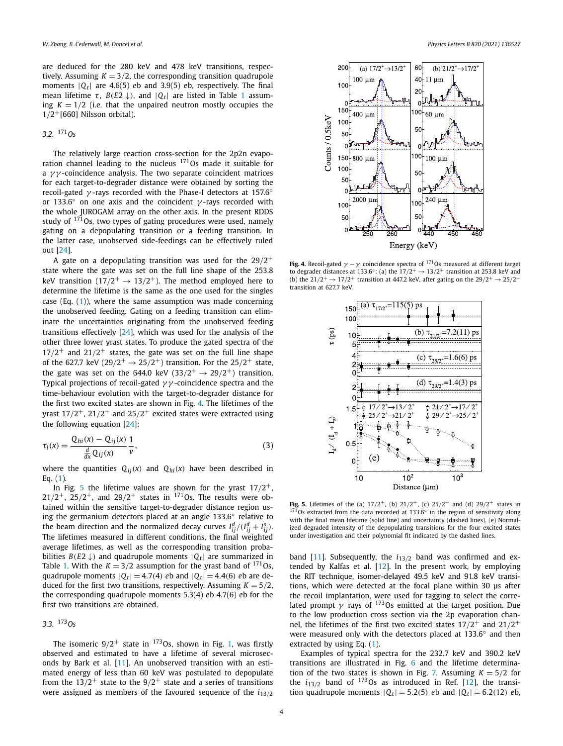are deduced for the 280 keV and 478 keV transitions, respectively. Assuming $K = 3/2$, the corresponding transition quadrupole moments $|Q_t|$ are 4.6(5) $e$b and 3.9(5) $e$b, respectively. The final mean lifetime $\tau$, $B(E2\downarrow)$, and $|Q_t|$ are listed in Table 1 assuming $K = 1/2$ (i.e. that the unpaired neutron mostly occupies the $1/2^+[660]$ Nilsson orbital).

### 3.2. $^{171}$Os

The relatively large reaction cross-section for the 2p2n evaporation channel leading to the nucleus $^{171}$Os made it suitable for a $\gamma\gamma$-coincidence analysis. The two separate coincident matrices for each target-to-degrader distance were obtained by sorting the recoil-gated $\gamma$-rays recorded with the Phase-I detectors at 157.6° or 133.6° on one axis and the coincident $\gamma$-rays recorded with the whole JUROGAM array on the other axis. In the present RDDS study of $^{171}$Os, two types of gating procedures were used, namely gating on a depopulating transition or a feeding transition. In the latter case, unobserved side-feedings can be effectively ruled out [24].

A gate on a depopulating transition was used for the $29/2^+$ state where the gate was set on the full line shape of the 253.8 keV transition ($17/2^+ \rightarrow 13/2^+$). The method employed here to determine the lifetime is the same as the one used for the singles case (Eq. (1)), where the same assumption was made concerning the unobserved feeding. Gating on a feeding transition can eliminate the uncertainties originating from the unobserved feeding transitions effectively [24], which was used for the analysis of the other three lower yrast states. To produce the gated spectra of the $17/2^+$ and $21/2^+$ states, the gate was set on the full line shape of the 627.7 keV ($29/2^+ \rightarrow 25/2^+$) transition. For the $25/2^+$ state, the gate was set on the 644.0 keV ($33/2^+ \rightarrow 29/2^+$) transition. Typical projections of recoil-gated $\gamma\gamma$-coincidence spectra and the time-behaviour evolution with the target-to-degrader distance for the first two excited states are shown in Fig. 4. The lifetimes of the yrast $17/2^+$, $21/2^+$ and $25/2^+$ excited states were extracted using the following equation [24]:

$$\tau_i(x) = \frac{Q_{hi}(x) - Q_{ij}(x)}{\frac{d}{dx}Q_{ij}(x)}\frac{1}{v}, \tag{3}$$

where the quantities $Q_{ij}(x)$ and $Q_{hi}(x)$ have been described in Eq. (1).

In Fig. 5 the lifetime values are shown for the yrast $17/2^+$, $21/2^+$, $25/2^+$, and $29/2^+$ states in $^{171}$Os. The results were obtained within the sensitive target-to-degrader distance region using the germanium detectors placed at an angle 133.6° relative to the beam direction and the normalized decay curves $I^d_{ij}/(I^d_{ij} + I^s_{ij})$. The lifetimes measured in different conditions, the final weighted average lifetimes, as well as the corresponding transition probabilities $B(E2\downarrow)$ and quadrupole moments $|Q_t|$ are summarized in Table 1. With the $K = 3/2$ assumption for the yrast band of $^{171}$Os, quadrupole moments $|Q_t| = 4.7(4)$ $e$b and $|Q_t| = 4.4(6)$ $e$b are deduced for the first two transitions, respectively. Assuming $K = 5/2$, the corresponding quadrupole moments 5.3(4) $e$b 4.7(6) $e$b for the first two transitions are obtained.

### 3.3. $^{173}$Os

The isomeric $9/2^+$ state in $^{173}$Os, shown in Fig. 1, was firstly observed and estimated to have a lifetime of several microseconds by Bark et al. [11]. An unobserved transition with an estimated energy of less than 60 keV was postulated to depopulate from the $13/2^+$ state to the $9/2^+$ state and a series of transitions were assigned as members of the favoured sequence of the $i_{13/2}$ band [11]. Subsequently, the $i_{13/2}$ band was confirmed and extended by Kalfas et al. [12]. In the present work, by employing the RIT technique, isomer-delayed 49.5 keV and 91.8 keV transitions, which were detected at the focal plane within 30 μs after the recoil implantation, were used for tagging to select the correlated prompt $\gamma$ rays of $^{173}$Os emitted at the target position. Due to the low production cross section via the 2p evaporation channel, the lifetimes of the first two excited states $17/2^+$ and $21/2^+$ were measured only with the detectors placed at 133.6° and then extracted by using Eq. (1).

Examples of typical spectra for the 232.7 keV and 390.2 keV transitions are illustrated in Fig. 6 and the lifetime determination of the two states is shown in Fig. 7. Assuming $K = 5/2$ for the $i_{13/2}$ band of $^{173}$Os as introduced in Ref. [12], the transition quadrupole moments $|Q_t| = 5.2(5)$ $e$b and $|Q_t| = 6.2(12)$ $e$b,

**Fig. 4.** Recoil-gated $\gamma - \gamma$ coincidence spectra of $^{171}$Os measured at different target to degrader distances at 133.6°: (a) the $17/2^+ \rightarrow 13/2^+$ transition at 253.8 keV and (b) the $21/2^+ \rightarrow 17/2^+$ transition at 447.2 keV, after gating on the $29/2^+ \rightarrow 25/2^+$ transition at 627.7 keV.

**Fig. 5.** Lifetimes of the (a) $17/2^+$, (b) $21/2^+$, (c) $25/2^+$ and (d) $29/2^+$ states in $^{171}$Os extracted from the data recorded at 133.6° in the region of sensitivity along with the final mean lifetime (solid line) and uncertainty (dashed lines). (e) Normalized degraded intensity of the depopulating transitions for the four excited states under investigation and their polynomial fit indicated by the dashed lines.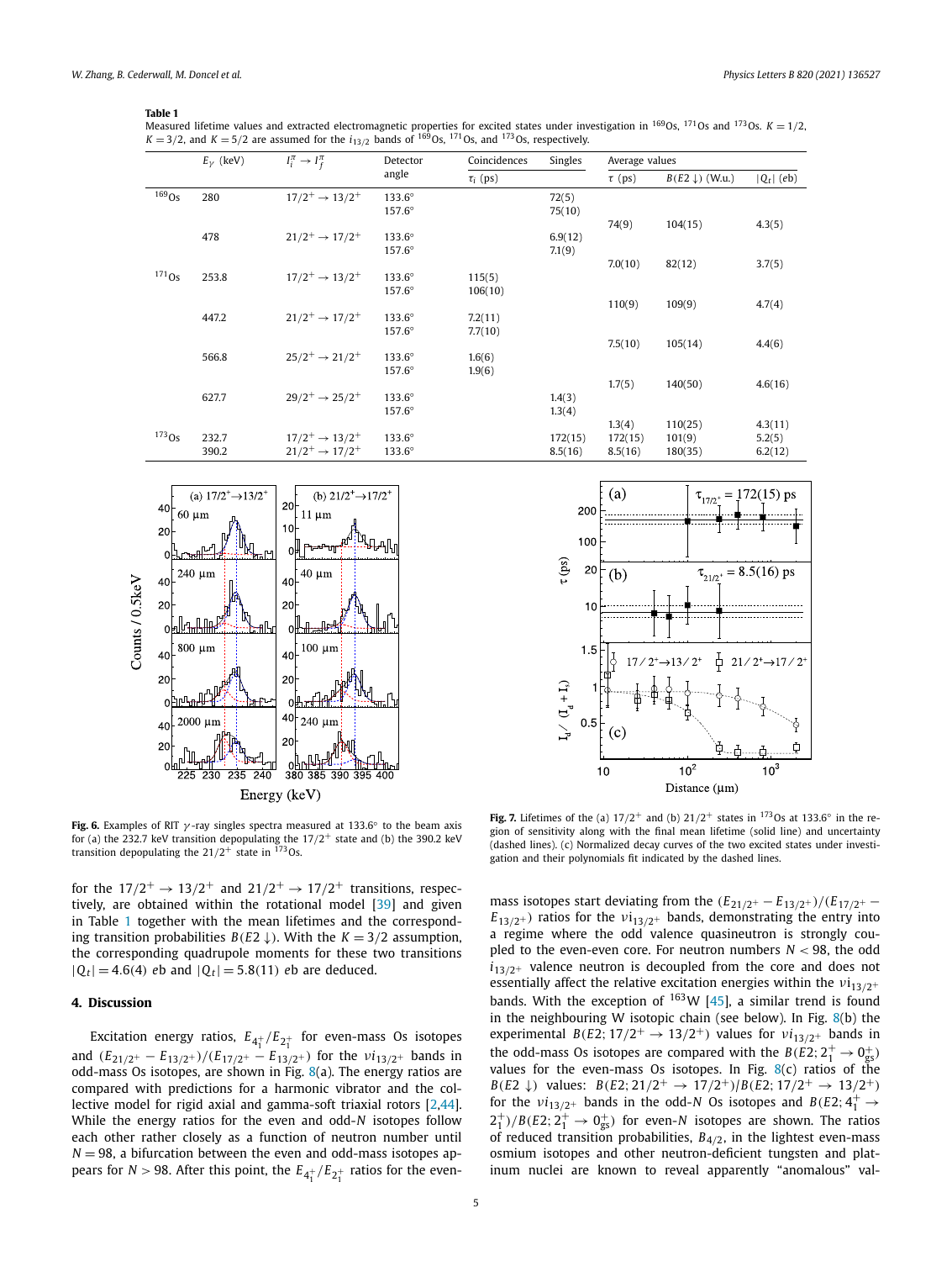**Table 1**
Measured lifetime values and extracted electromagnetic properties for excited states under investigation in $^{169}$Os, $^{171}$Os and $^{173}$Os. $K = 1/2$, $K = 3/2$, and $K = 5/2$ are assumed for the $i_{13/2}$ bands of $^{169}$Os, $^{171}$Os, and $^{173}$Os, respectively.

| | $E_\gamma$ (keV) | $I_i^\pi \to I_f^\pi$ | Detector angle | Coincidences | Singles | Average values | | |
|---|---|---|---|---|---|---|---|---|
| | | | | $\tau_i$ (ps) | | $\tau$ (ps) | $B(E2\downarrow)$ (W.u.) | $\lvert Q_t \rvert$ (*e*b) |
| $^{169}$Os | 280 | $17/2^+ \to 13/2^+$ | 133.6° | | 72(5) | | | |
| | | | 157.6° | | 75(10) | | | |
| | | | | | | 74(9) | 104(15) | 4.3(5) |
| | 478 | $21/2^+ \to 17/2^+$ | 133.6° | | 6.9(12) | | | |
| | | | 157.6° | | 7.1(9) | | | |
| | | | | | | 7.0(10) | 82(12) | 3.7(5) |
| $^{171}$Os | 253.8 | $17/2^+ \to 13/2^+$ | 133.6° | 115(5) | | | | |
| | | | 157.6° | 106(10) | | | | |
| | | | | | | 110(9) | 109(9) | 4.7(4) |
| | 447.2 | $21/2^+ \to 17/2^+$ | 133.6° | 7.2(11) | | | | |
| | | | 157.6° | 7.7(10) | | | | |
| | | | | | | 7.5(10) | 105(14) | 4.4(6) |
| | 566.8 | $25/2^+ \to 21/2^+$ | 133.6° | 1.6(6) | | | | |
| | | | 157.6° | 1.9(6) | | | | |
| | | | | | | 1.7(5) | 140(50) | 4.6(16) |
| | 627.7 | $29/2^+ \to 25/2^+$ | 133.6° | | 1.4(3) | | | |
| | | | 157.6° | | 1.3(4) | | | |
| | | | | | | 1.3(4) | 110(25) | 4.3(11) |
| $^{173}$Os | 232.7 | $17/2^+ \to 13/2^+$ | 133.6° | | 172(15) | 172(15) | 101(9) | 5.2(5) |
| | 390.2 | $21/2^+ \to 17/2^+$ | 133.6° | | 8.5(16) | 8.5(16) | 180(35) | 6.2(12) |

**Fig. 6.** Examples of RIT $\gamma$-ray singles spectra measured at 133.6° to the beam axis for (a) the 232.7 keV transition depopulating the $17/2^+$ state and (b) the 390.2 keV transition depopulating the $21/2^+$ state in $^{173}$Os.

**Fig. 7.** Lifetimes of the (a) $17/2^+$ and (b) $21/2^+$ states in $^{173}$Os at 133.6° in the region of sensitivity along with the final mean lifetime (solid line) and uncertainty (dashed lines). (c) Normalized decay curves of the two excited states under investigation and their polynomials fit indicated by the dashed lines.

for the $17/2^+ \to 13/2^+$ and $21/2^+ \to 17/2^+$ transitions, respectively, are obtained within the rotational model [39] and given in Table 1 together with the mean lifetimes and the corresponding transition probabilities $B(E2\downarrow)$. With the $K = 3/2$ assumption, the corresponding quadrupole moments for these two transitions $|Q_t| = 4.6(4)$ *e*b and $|Q_t| = 5.8(11)$ *e*b are deduced.

## 4. Discussion

Excitation energy ratios, $E_{4_1^+}/E_{2_1^+}$ for even-mass Os isotopes and $(E_{21/2^+} - E_{13/2^+})/(E_{17/2^+} - E_{13/2^+})$ for the $\nu i_{13/2^+}$ bands in odd-mass Os isotopes, are shown in Fig. 8(a). The energy ratios are compared with predictions for a harmonic vibrator and the collective model for rigid axial and gamma-soft triaxial rotors [2,44]. While the energy ratios for the even and odd-$N$ isotopes follow each other rather closely as a function of neutron number until $N = 98$, a bifurcation between the even and odd-mass isotopes appears for $N > 98$. After this point, the $E_{4_1^+}/E_{2_1^+}$ ratios for the even-mass isotopes start deviating from the $(E_{21/2^+} - E_{13/2^+})/(E_{17/2^+} - E_{13/2^+})$ ratios for the $\nu i_{13/2^+}$ bands, demonstrating the entry into a regime where the odd valence quasineutron is strongly coupled to the even-even core. For neutron numbers $N < 98$, the odd $i_{13/2^+}$ valence neutron is decoupled from the core and does not essentially affect the relative excitation energies within the $\nu i_{13/2^+}$ bands. With the exception of $^{163}$W [45], a similar trend is found in the neighbouring W isotopic chain (see below). In Fig. 8(b) the experimental $B(E2; 17/2^+ \to 13/2^+)$ values for $\nu i_{13/2^+}$ bands in the odd-mass Os isotopes are compared with the $B(E2; 2_1^+ \to 0_{\mathrm{gs}}^+)$ values for the even-mass Os isotopes. In Fig. 8(c) ratios of the $B(E2\downarrow)$ values: $B(E2; 21/2^+ \to 17/2^+)/B(E2; 17/2^+ \to 13/2^+)$ for the $\nu i_{13/2^+}$ bands in the odd-$N$ Os isotopes and $B(E2; 4_1^+ \to 2_1^+)/B(E2; 2_1^+ \to 0_{\mathrm{gs}}^+)$ for even-$N$ isotopes are shown. The ratios of reduced transition probabilities, $B_{4/2}$, in the lightest even-mass osmium isotopes and other neutron-deficient tungsten and platinum nuclei are known to reveal apparently "anomalous" val-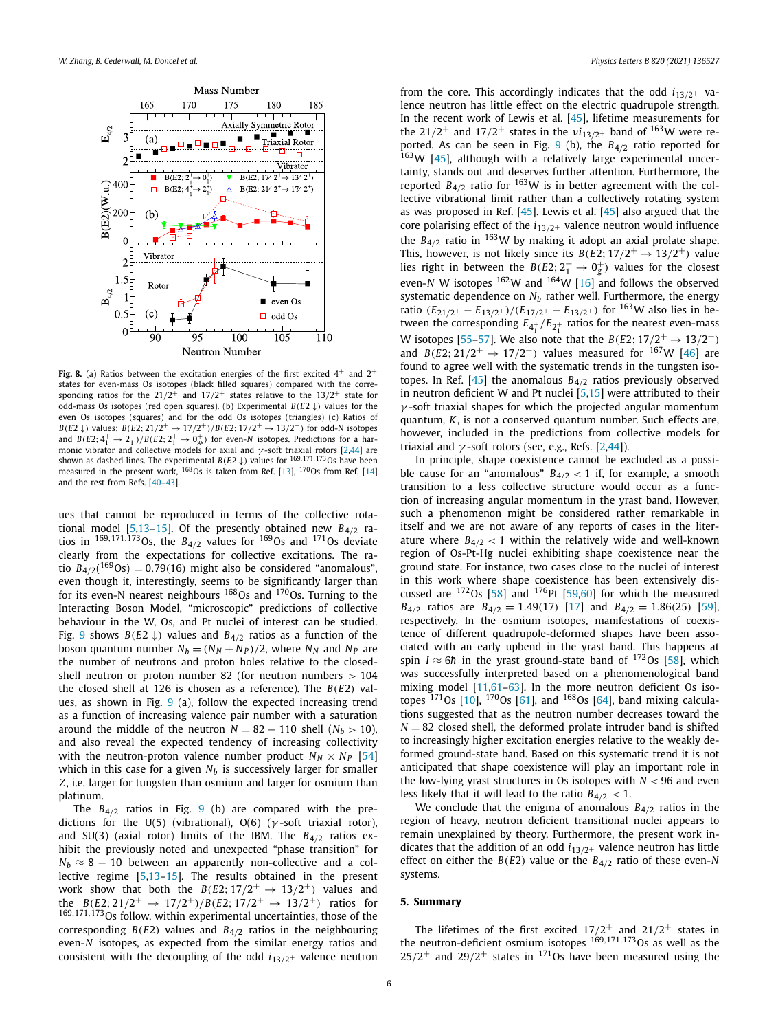Fig. 8. (a) Ratios between the excitation energies of the first excited $4^+$ and $2^+$ states for even-mass Os isotopes (black filled squares) compared with the corresponding ratios for the $21/2^+$ and $17/2^+$ states relative to the $13/2^+$ state for odd-mass Os isotopes (red open squares). (b) Experimental $B(E2\downarrow)$ values for the even Os isotopes (squares) and for the odd Os isotopes (triangles) (c) Ratios of $B(E2\downarrow)$ values: $B(E2; 21/2^+ \rightarrow 17/2^+)/B(E2; 17/2^+ \rightarrow 13/2^+)$ for odd-N isotopes and $B(E2; 4_1^+ \rightarrow 2_1^+)/B(E2; 2_1^+ \rightarrow 0_{gs}^+)$ for even-N isotopes. Predictions for a harmonic vibrator and collective models for axial and $\gamma$-soft triaxial rotors [2,44] are shown as dashed lines. The experimental $B(E2\downarrow)$ values for $^{169,171,173}$Os have been measured in the present work, $^{168}$Os is taken from Ref. [13], $^{170}$Os from Ref. [14] and the rest from Refs. [40–43].

ues that cannot be reproduced in terms of the collective rotational model [5,13–15]. Of the presently obtained new $B_{4/2}$ ratios in $^{169,171,173}$Os, the $B_{4/2}$ values for $^{169}$Os and $^{171}$Os deviate clearly from the expectations for collective excitations. The ratio $B_{4/2}(^{169}\text{Os}) = 0.79(16)$ might also be considered "anomalous", even though it, interestingly, seems to be significantly larger than for its even-N nearest neighbours $^{168}$Os and $^{170}$Os. Turning to the Interacting Boson Model, "microscopic" predictions of collective behaviour in the W, Os, and Pt nuclei of interest can be studied. Fig. 9 shows $B(E2\downarrow)$ values and $B_{4/2}$ ratios as a function of the boson quantum number $N_b = (N_N + N_P)/2$, where $N_N$ and $N_P$ are the number of neutrons and proton holes relative to the closed-shell neutron or proton number 82 (for neutron numbers > 104 the closed shell at 126 is chosen as a reference). The $B(E2)$ values, as shown in Fig. 9 (a), follow the expected increasing trend as a function of increasing valence pair number with a saturation around the middle of the neutron $N = 82 - 110$ shell ($N_b > 10$), and also reveal the expected tendency of increasing collectivity with the neutron-proton valence number product $N_N \times N_P$ [54] which in this case for a given $N_b$ is successively larger for smaller $Z$, i.e. larger for tungsten than osmium and larger for osmium than platinum.

The $B_{4/2}$ ratios in Fig. 9 (b) are compared with the predictions for the U(5) (vibrational), O(6) ($\gamma$-soft triaxial rotor), and SU(3) (axial rotor) limits of the IBM. The $B_{4/2}$ ratios exhibit the previously noted and unexpected "phase transition" for $N_b \approx 8 - 10$ between an apparently non-collective and a collective regime [5,13–15]. The results obtained in the present work show that both the $B(E2; 17/2^+ \rightarrow 13/2^+)$ values and the $B(E2; 21/2^+ \rightarrow 17/2^+)/B(E2; 17/2^+ \rightarrow 13/2^+)$ ratios for $^{169,171,173}$Os follow, within experimental uncertainties, those of the corresponding $B(E2)$ values and $B_{4/2}$ ratios in the neighbouring even-N isotopes, as expected from the similar energy ratios and consistent with the decoupling of the odd $i_{13/2^+}$ valence neutron from the core. This accordingly indicates that the odd $i_{13/2^+}$ valence neutron has little effect on the electric quadrupole strength. In the recent work of Lewis et al. [45], lifetime measurements for the $21/2^+$ and $17/2^+$ states in the $\nu i_{13/2^+}$ band of $^{163}$W were reported. As can be seen in Fig. 9 (b), the $B_{4/2}$ ratio reported for $^{163}$W [45], although with a relatively large experimental uncertainty, stands out and deserves further attention. Furthermore, the reported $B_{4/2}$ ratio for $^{163}$W is in better agreement with the collective vibrational limit rather than a collectively rotating system as was proposed in Ref. [45]. Lewis et al. [45] also argued that the core polarising effect of the $i_{13/2^+}$ valence neutron would influence the $B_{4/2}$ ratio in $^{163}$W by making it adopt an axial prolate shape. This, however, is not likely since its $B(E2; 17/2^+ \rightarrow 13/2^+)$ value lies right in between the $B(E2; 2_1^+ \rightarrow 0_g^+)$ values for the closest even-N W isotopes $^{162}$W and $^{164}$W [16] and follows the observed systematic dependence on $N_b$ rather well. Furthermore, the energy ratio $(E_{21/2^+} - E_{13/2^+})/(E_{17/2^+} - E_{13/2^+})$ for $^{163}$W also lies in between the corresponding $E_{4_1^+}/E_{2_1^+}$ ratios for the nearest even-mass W isotopes [55–57]. We also note that the $B(E2; 17/2^+ \rightarrow 13/2^+)$ and $B(E2; 21/2^+ \rightarrow 17/2^+)$ values measured for $^{167}$W [46] are found to agree well with the systematic trends in the tungsten isotopes. In Ref. [45] the anomalous $B_{4/2}$ ratios previously observed in neutron deficient W and Pt nuclei [5,15] were attributed to their $\gamma$-soft triaxial shapes for which the projected angular momentum quantum, $K$, is not a conserved quantum number. Such effects are, however, included in the predictions from collective models for triaxial and $\gamma$-soft rotors (see, e.g., Refs. [2,44]).

In principle, shape coexistence cannot be excluded as a possible cause for an "anomalous" $B_{4/2} < 1$ if, for example, a smooth transition to a less collective structure would occur as a function of increasing angular momentum in the yrast band. However, such a phenomenon might be considered rather remarkable in itself and we are not aware of any reports of cases in the literature where $B_{4/2} < 1$ within the relatively wide and well-known region of Os-Pt-Hg nuclei exhibiting shape coexistence near the ground state. For instance, two cases close to the nuclei of interest in this work where shape coexistence has been extensively discussed are $^{172}$Os [58] and $^{176}$Pt [59,60] for which the measured $B_{4/2}$ ratios are $B_{4/2} = 1.49(17)$ [17] and $B_{4/2} = 1.86(25)$ [59], respectively. In the osmium isotopes, manifestations of coexistence of different quadrupole-deformed shapes have been associated with an early upbend in the yrast band. This happens at spin $I \approx 6\hbar$ in the yrast ground-state band of $^{172}$Os [58], which was successfully interpreted based on a phenomenological band mixing model [11,61–63]. In the more neutron deficient Os isotopes $^{171}$Os [10], $^{170}$Os [61], and $^{168}$Os [64], band mixing calculations suggested that as the neutron number decreases toward the $N = 82$ closed shell, the deformed prolate intruder band is shifted to increasingly higher excitation energies relative to the weakly deformed ground-state band. Based on this systematic trend it is not anticipated that shape coexistence will play an important role in the low-lying yrast structures in Os isotopes with $N < 96$ and even less likely that it will lead to the ratio $B_{4/2} < 1$.

We conclude that the enigma of anomalous $B_{4/2}$ ratios in the region of heavy, neutron deficient transitional nuclei appears to remain unexplained by theory. Furthermore, the present work indicates that the addition of an odd $i_{13/2^+}$ valence neutron has little effect on either the $B(E2)$ value or the $B_{4/2}$ ratio of these even-N systems.

## 5. Summary

The lifetimes of the first excited $17/2^+$ and $21/2^+$ states in the neutron-deficient osmium isotopes $^{169,171,173}$Os as well as the $25/2^+$ and $29/2^+$ states in $^{171}$Os have been measured using the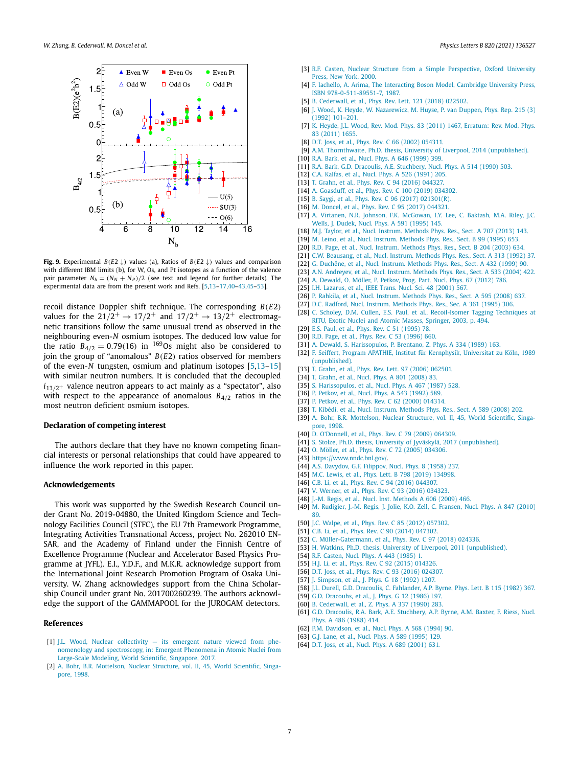Even W
Odd W
Even Os
Odd Os
Even Pt
Odd Pt

B(E2)(e²b²)

(a)

$B_{4/2}$

(b)

U(5)
SU(3)
O(6)

$N_b$

**Fig. 9.** Experimental $B(E2\downarrow)$ values (a), Ratios of $B(E2\downarrow)$ values and comparison with different IBM limits (b), for W, Os, and Pt isotopes as a function of the valence pair parameter $N_b = (N_N + N_P)/2$ (see text and legend for further details). The experimental data are from the present work and Refs. [5,13–17,40–43,45–53].

recoil distance Doppler shift technique. The corresponding $B(E2)$ values for the $21/2^+ \to 17/2^+$ and $17/2^+ \to 13/2^+$ electromagnetic transitions follow the same unusual trend as observed in the neighbouring even-$N$ osmium isotopes. The deduced low value for the ratio $B_{4/2} = 0.79(16)$ in $^{169}$Os might also be considered to join the group of "anomalous" $B(E2)$ ratios observed for members of the even-$N$ tungsten, osmium and platinum isotopes [5,13–15] with similar neutron numbers. It is concluded that the decoupled $i_{13/2^+}$ valence neutron appears to act mainly as a "spectator", also with respect to the appearance of anomalous $B_{4/2}$ ratios in the most neutron deficient osmium isotopes.

## Declaration of competing interest

The authors declare that they have no known competing financial interests or personal relationships that could have appeared to influence the work reported in this paper.

## Acknowledgements

This work was supported by the Swedish Research Council under Grant No. 2019-04880, the United Kingdom Science and Technology Facilities Council (STFC), the EU 7th Framework Programme, Integrating Activities Transnational Access, project No. 262010 ENSAR, and the Academy of Finland under the Finnish Centre of Excellence Programme (Nuclear and Accelerator Based Physics Programme at JYFL). E.I., Y.D.F., and M.K.R. acknowledge support from the International Joint Research Promotion Program of Osaka University. W. Zhang acknowledges support from the China Scholarship Council under grant No. 201700260239. The authors acknowledge the support of the GAMMAPOOL for the JUROGAM detectors.

## References

[1] J.L. Wood, Nuclear collectivity – its emergent nature viewed from phenomenology and spectroscopy, in: Emergent Phenomena in Atomic Nuclei from Large-Scale Modeling, World Scientific, Singapore, 2017.
[2] A. Bohr, B.R. Mottelson, Nuclear Structure, vol. II, 45, World Scientific, Singapore, 1998.
[3] R.F. Casten, Nuclear Structure from a Simple Perspective, Oxford University Press, New York, 2000.
[4] F. Iachello, A. Arima, The Interacting Boson Model, Cambridge University Press, ISBN 978-0-511-89551-7, 1987.
[5] B. Cederwall, et al., Phys. Rev. Lett. 121 (2018) 022502.
[6] J. Wood, K. Heyde, W. Nazarewicz, M. Huyse, P. van Duppen, Phys. Rep. 215 (3) (1992) 101–201.
[7] K. Heyde, J.L. Wood, Rev. Mod. Phys. 83 (2011) 1467, Erratum: Rev. Mod. Phys. 83 (2011) 1655.
[8] D.T. Joss, et al., Phys. Rev. C 66 (2002) 054311.
[9] A.M. Thornthwaite, Ph.D. thesis, University of Liverpool, 2014 (unpublished).
[10] R.A. Bark, et al., Nucl. Phys. A 646 (1999) 399.
[11] R.A. Bark, G.D. Dracoulis, A.E. Stuchbery, Nucl. Phys. A 514 (1990) 503.
[12] C.A. Kalfas, et al., Nucl. Phys. A 526 (1991) 205.
[13] T. Grahn, et al., Phys. Rev. C 94 (2016) 044327.
[14] A. Goasduff, et al., Phys. Rev. C 100 (2019) 034302.
[15] B. Saygi, et al., Phys. Rev. C 96 (2017) 021301(R).
[16] M. Doncel, et al., Phys. Rev. C 95 (2017) 044321.
[17] A. Virtanen, N.R. Johnson, F.K. McGowan, I.Y. Lee, C. Baktash, M.A. Riley, J.C. Wells, J. Dudek, Nucl. Phys. A 591 (1995) 145.
[18] M.J. Taylor, et al., Nucl. Instrum. Methods Phys. Res., Sect. A 707 (2013) 143.
[19] M. Leino, et al., Nucl. Instrum. Methods Phys. Res., Sect. B 99 (1995) 653.
[20] R.D. Page, et al., Nucl. Instrum. Methods Phys. Res., Sect. B 204 (2003) 634.
[21] C.W. Beausang, et al., Nucl. Instrum. Methods Phys. Res., Sect. A 313 (1992) 37.
[22] G. Duchêne, et al., Nucl. Instrum. Methods Phys. Res., Sect. A 432 (1999) 90.
[23] A.N. Andreyev, et al., Nucl. Instrum. Methods Phys. Res., Sect. A 533 (2004) 422.
[24] A. Dewald, O. Möller, P. Petkov, Prog. Part. Nucl. Phys. 67 (2012) 786.
[25] I.H. Lazarus, et al., IEEE Trans. Nucl. Sci. 48 (2001) 567.
[26] P. Rahkila, et al., Nucl. Instrum. Methods Phys. Res., Sect. A 595 (2008) 637.
[27] D.C. Radford, Nucl. Instrum. Methods Phys. Res., Sec. A 361 (1995) 306.
[28] C. Scholey, D.M. Cullen, E.S. Paul, et al., Recoil-Isomer Tagging Techniques at RITU, Exotic Nuclei and Atomic Masses, Springer, 2003, p. 494.
[29] E.S. Paul, et al., Phys. Rev. C 51 (1995) 78.
[30] R.D. Page, et al., Phys. Rev. C 53 (1996) 660.
[31] A. Dewald, S. Harissopulos, P. Brentano, Z. Phys. A 334 (1989) 163.
[32] F. Seiffert, Program APATHIE, Institut für Kernphysik, Universitat zu Köln, 1989 (unpublished).
[33] T. Grahn, et al., Phys. Rev. Lett. 97 (2006) 062501.
[34] T. Grahn, et al., Nucl. Phys. A 801 (2008) 83.
[35] S. Harissopulos, et al., Nucl. Phys. A 467 (1987) 528.
[36] P. Petkov, et al., Nucl. Phys. A 543 (1992) 589.
[37] P. Petkov, et al., Phys. Rev. C 62 (2000) 014314.
[38] T. Kibédi, et al., Nucl. Instrum. Methods Phys. Res., Sect. A 589 (2008) 202.
[39] A. Bohr, B.R. Mottelson, Nuclear Structure, vol. II, 45, World Scientific, Singapore, 1998.
[40] D. O'Donnell, et al., Phys. Rev. C 79 (2009) 064309.
[41] S. Stolze, Ph.D. thesis, University of Jyväskylä, 2017 (unpublished).
[42] O. Möller, et al., Phys. Rev. C 72 (2005) 034306.
[43] https://www.nndc.bnl.gov/.
[44] A.S. Davydov, G.F. Filippov, Nucl. Phys. 8 (1958) 237.
[45] M.C. Lewis, et al., Phys. Lett. B 798 (2019) 134998.
[46] C.B. Li, et al., Phys. Rev. C 94 (2016) 044307.
[47] V. Werner, et al., Phys. Rev. C 93 (2016) 034323.
[48] J.-M. Regis, et al., Nucl. Inst. Methods A 606 (2009) 466.
[49] M. Rudigier, J.-M. Regis, J. Jolie, K.O. Zell, C. Fransen, Nucl. Phys. A 847 (2010) 89.
[50] J.C. Walpe, et al., Phys. Rev. C 85 (2012) 057302.
[51] C.B. Li, et al., Phys. Rev. C 90 (2014) 047302.
[52] C. Müller-Gatermann, et al., Phys. Rev. C 97 (2018) 024336.
[53] H. Watkins, Ph.D. thesis, University of Liverpool, 2011 (unpublished).
[54] R.F. Casten, Nucl. Phys. A 443 (1985) 1.
[55] H.J. Li, et al., Phys. Rev. C 92 (2015) 014326.
[56] D.T. Joss, et al., Phys. Rev. C 93 (2016) 024307.
[57] J. Simpson, et al., J. Phys. G 18 (1992) 1207.
[58] J.L. Durell, G.D. Dracoulis, C. Fahlander, A.P. Byrne, Phys. Lett. B 115 (1982) 367.
[59] G.D. Dracoulis, et al., J. Phys. G 12 (1986) L97.
[60] B. Cederwall, et al., Z. Phys. A 337 (1990) 283.
[61] G.D. Dracoulis, R.A. Bark, A.E. Stuchbery, A.P. Byrne, A.M. Baxter, F. Riess, Nucl. Phys. A 486 (1988) 414.
[62] P.M. Davidson, et al., Nucl. Phys. A 568 (1994) 90.
[63] G.J. Lane, et al., Nucl. Phys. A 589 (1995) 129.
[64] D.T. Joss, et al., Nucl. Phys. A 689 (2001) 631.